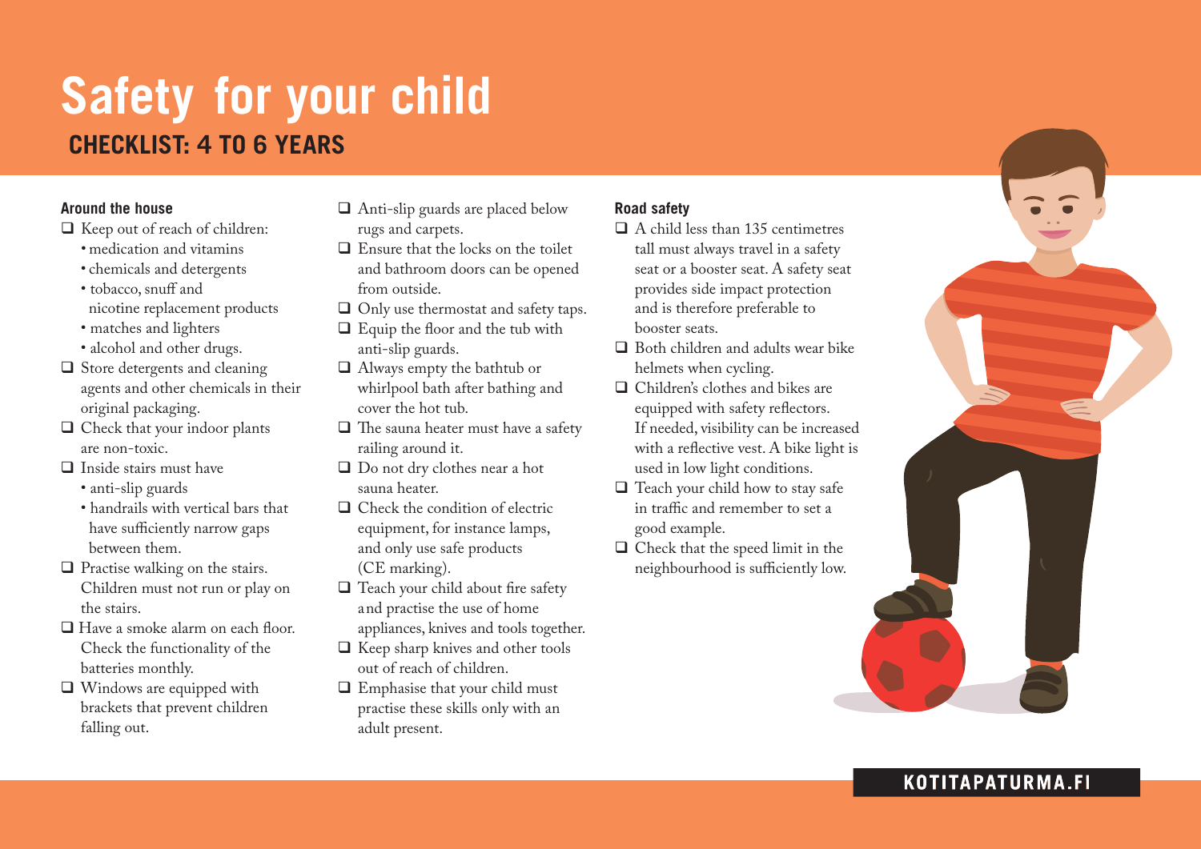# Safety for your child

## CHECKLIST: 4 TO 6 YEARS

### Around the house

- ☐ Keep out of reach of children:
  - medication and vitamins
  - chemicals and detergents
  - tobacco, snuff and nicotine replacement products
  - matches and lighters
  - alcohol and other drugs.
- ☐ Store detergents and cleaning agents and other chemicals in their original packaging.
- ☐ Check that your indoor plants are non-toxic.
- ☐ Inside stairs must have
  - anti-slip guards
  - handrails with vertical bars that have sufficiently narrow gaps between them.
- ☐ Practise walking on the stairs. Children must not run or play on the stairs.
- ☐ Have a smoke alarm on each floor. Check the functionality of the batteries monthly.
- ☐ Windows are equipped with brackets that prevent children falling out.
- ☐ Anti-slip guards are placed below rugs and carpets.
- ☐ Ensure that the locks on the toilet and bathroom doors can be opened from outside.
- ☐ Only use thermostat and safety taps.
- ☐ Equip the floor and the tub with anti-slip guards.
- ☐ Always empty the bathtub or whirlpool bath after bathing and cover the hot tub.
- ☐ The sauna heater must have a safety railing around it.
- ☐ Do not dry clothes near a hot sauna heater.
- ☐ Check the condition of electric equipment, for instance lamps, and only use safe products (CE marking).
- ☐ Teach your child about fire safety and practise the use of home appliances, knives and tools together.
- ☐ Keep sharp knives and other tools out of reach of children.
- ☐ Emphasise that your child must practise these skills only with an adult present.

### Road safety

- ☐ A child less than 135 centimetres tall must always travel in a safety seat or a booster seat. A safety seat provides side impact protection and is therefore preferable to booster seats.
- ☐ Both children and adults wear bike helmets when cycling.
- ☐ Children's clothes and bikes are equipped with safety reflectors. If needed, visibility can be increased with a reflective vest. A bike light is used in low light conditions.
- ☐ Teach your child how to stay safe in traffic and remember to set a good example.
- ☐ Check that the speed limit in the neighbourhood is sufficiently low.

KOTITAPATURMA.FI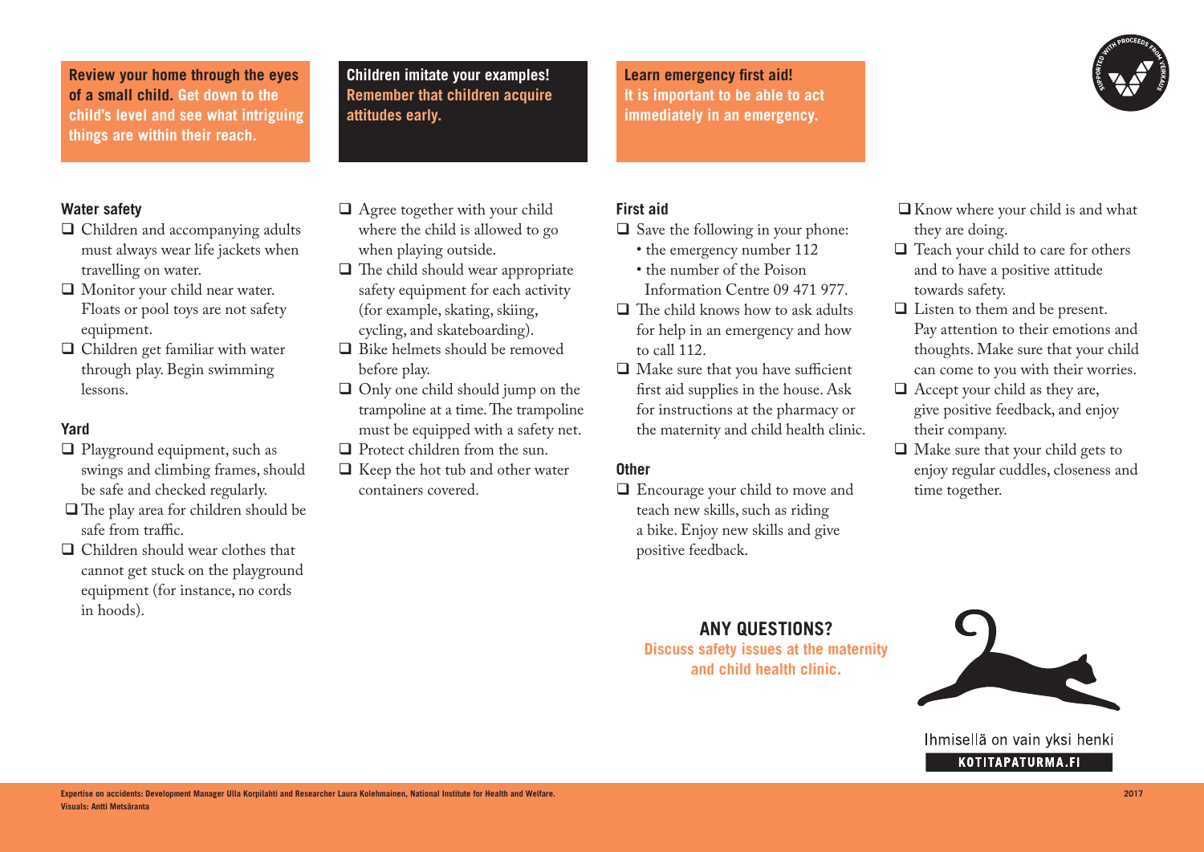**Review your home through the eyes of a small child. Get down to the child's level and see what intriguing things are within their reach.**

**Children imitate your examples! Remember that children acquire attitudes early.**

**Learn emergency first aid! It is important to be able to act immediately in an emergency.**

### Water safety

- ❑ Children and accompanying adults must always wear life jackets when travelling on water.
- ❑ Monitor your child near water. Floats or pool toys are not safety equipment.
- ❑ Children get familiar with water through play. Begin swimming lessons.

### Yard

- ❑ Playground equipment, such as swings and climbing frames, should be safe and checked regularly.
- ❑ The play area for children should be safe from traffic.
- ❑ Children should wear clothes that cannot get stuck on the playground equipment (for instance, no cords in hoods).
- ❑ Agree together with your child where the child is allowed to go when playing outside.
- ❑ The child should wear appropriate safety equipment for each activity (for example, skating, skiing, cycling, and skateboarding).
- ❑ Bike helmets should be removed before play.
- ❑ Only one child should jump on the trampoline at a time. The trampoline must be equipped with a safety net.
- ❑ Protect children from the sun.
- ❑ Keep the hot tub and other water containers covered.

### First aid

- ❑ Save the following in your phone:
  - the emergency number 112
  - the number of the Poison Information Centre 09 471 977.
- ❑ The child knows how to ask adults for help in an emergency and how to call 112.
- ❑ Make sure that you have sufficient first aid supplies in the house. Ask for instructions at the pharmacy or the maternity and child health clinic.

### Other

- ❑ Encourage your child to move and teach new skills, such as riding a bike. Enjoy new skills and give positive feedback.
- ❑ Know where your child is and what they are doing.
- ❑ Teach your child to care for others and to have a positive attitude towards safety.
- ❑ Listen to them and be present. Pay attention to their emotions and thoughts. Make sure that your child can come to you with their worries.
- ❑ Accept your child as they are, give positive feedback, and enjoy their company.
- ❑ Make sure that your child gets to enjoy regular cuddles, closeness and time together.

**ANY QUESTIONS?**
**Discuss safety issues at the maternity and child health clinic.**

Ihmisellä on vain yksi henki
**KOTITAPATURMA.FI**

Expertise on accidents: Development Manager Ulla Korpilahti and Researcher Laura Kolehmainen, National Institute for Health and Welfare.
Visuals: Antti Metsäranta

2017